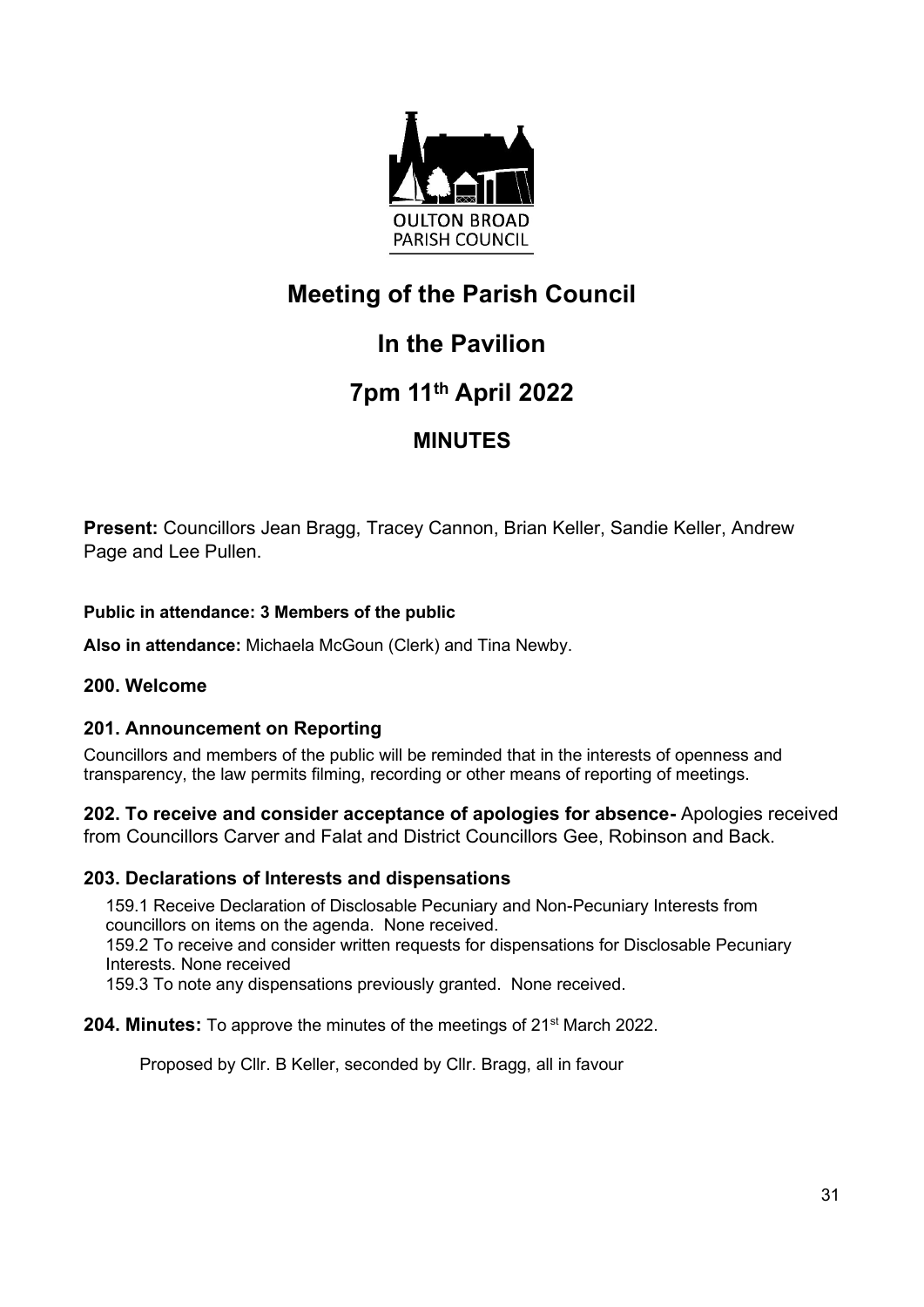OULTON BROAD
PARISH COUNCIL

# Meeting of the Parish Council

# In the Pavilion

# 7pm 11th April 2022

## MINUTES

**Present:** Councillors Jean Bragg, Tracey Cannon, Brian Keller, Sandie Keller, Andrew Page and Lee Pullen.

**Public in attendance: 3 Members of the public**

**Also in attendance:** Michaela McGoun (Clerk) and Tina Newby.

### 200. Welcome

### 201. Announcement on Reporting

Councillors and members of the public will be reminded that in the interests of openness and transparency, the law permits filming, recording or other means of reporting of meetings.

**202. To receive and consider acceptance of apologies for absence-** Apologies received from Councillors Carver and Falat and District Councillors Gee, Robinson and Back.

### 203. Declarations of Interests and dispensations

159.1 Receive Declaration of Disclosable Pecuniary and Non-Pecuniary Interests from councillors on items on the agenda. None received.
159.2 To receive and consider written requests for dispensations for Disclosable Pecuniary Interests. None received
159.3 To note any dispensations previously granted. None received.

**204. Minutes:** To approve the minutes of the meetings of 21st March 2022.

Proposed by Cllr. B Keller, seconded by Cllr. Bragg, all in favour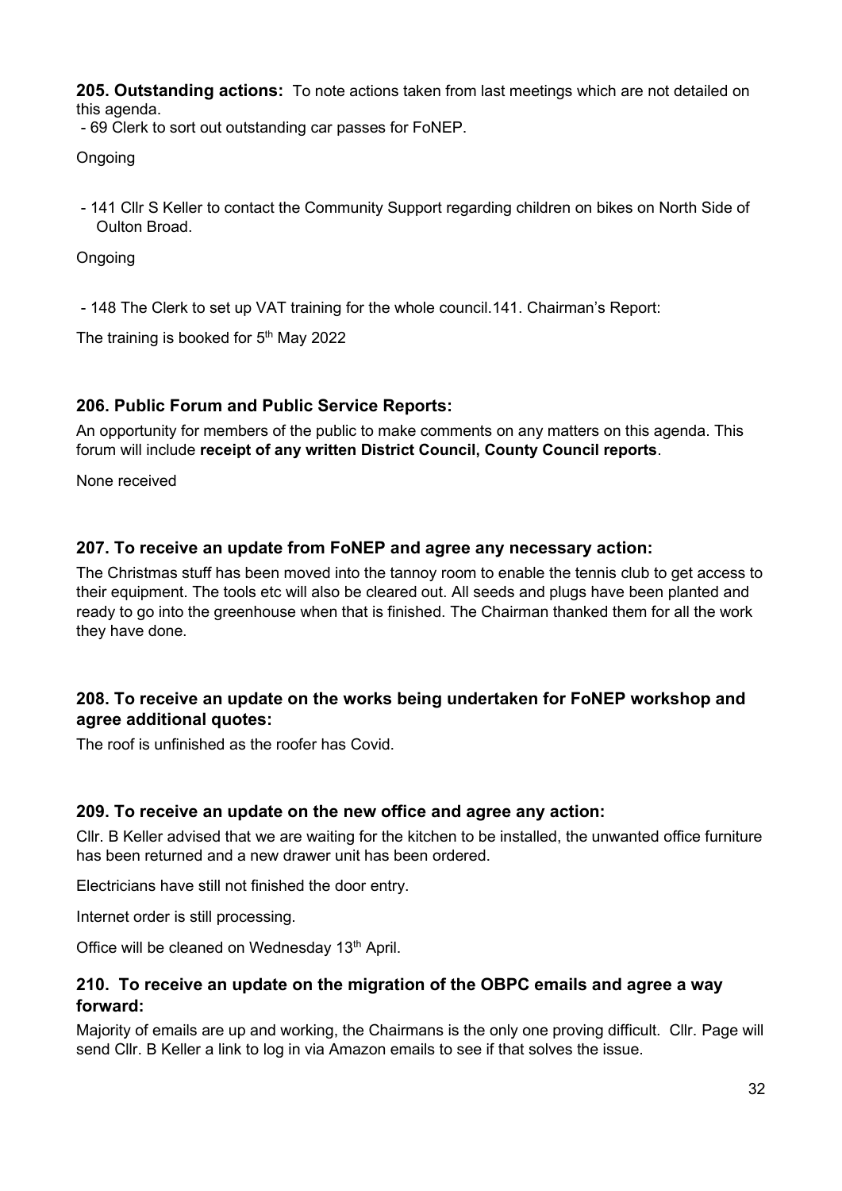**205. Outstanding actions:** To note actions taken from last meetings which are not detailed on this agenda.

- 69 Clerk to sort out outstanding car passes for FoNEP.

Ongoing

- 141 Cllr S Keller to contact the Community Support regarding children on bikes on North Side of Oulton Broad.

Ongoing

- 148 The Clerk to set up VAT training for the whole council.141. Chairman's Report:

The training is booked for 5th May 2022

## 206. Public Forum and Public Service Reports:

An opportunity for members of the public to make comments on any matters on this agenda. This forum will include **receipt of any written District Council, County Council reports**.

None received

## 207. To receive an update from FoNEP and agree any necessary action:

The Christmas stuff has been moved into the tannoy room to enable the tennis club to get access to their equipment. The tools etc will also be cleared out. All seeds and plugs have been planted and ready to go into the greenhouse when that is finished. The Chairman thanked them for all the work they have done.

## 208. To receive an update on the works being undertaken for FoNEP workshop and agree additional quotes:

The roof is unfinished as the roofer has Covid.

## 209. To receive an update on the new office and agree any action:

Cllr. B Keller advised that we are waiting for the kitchen to be installed, the unwanted office furniture has been returned and a new drawer unit has been ordered.

Electricians have still not finished the door entry.

Internet order is still processing.

Office will be cleaned on Wednesday 13th April.

## 210. To receive an update on the migration of the OBPC emails and agree a way forward:

Majority of emails are up and working, the Chairmans is the only one proving difficult. Cllr. Page will send Cllr. B Keller a link to log in via Amazon emails to see if that solves the issue.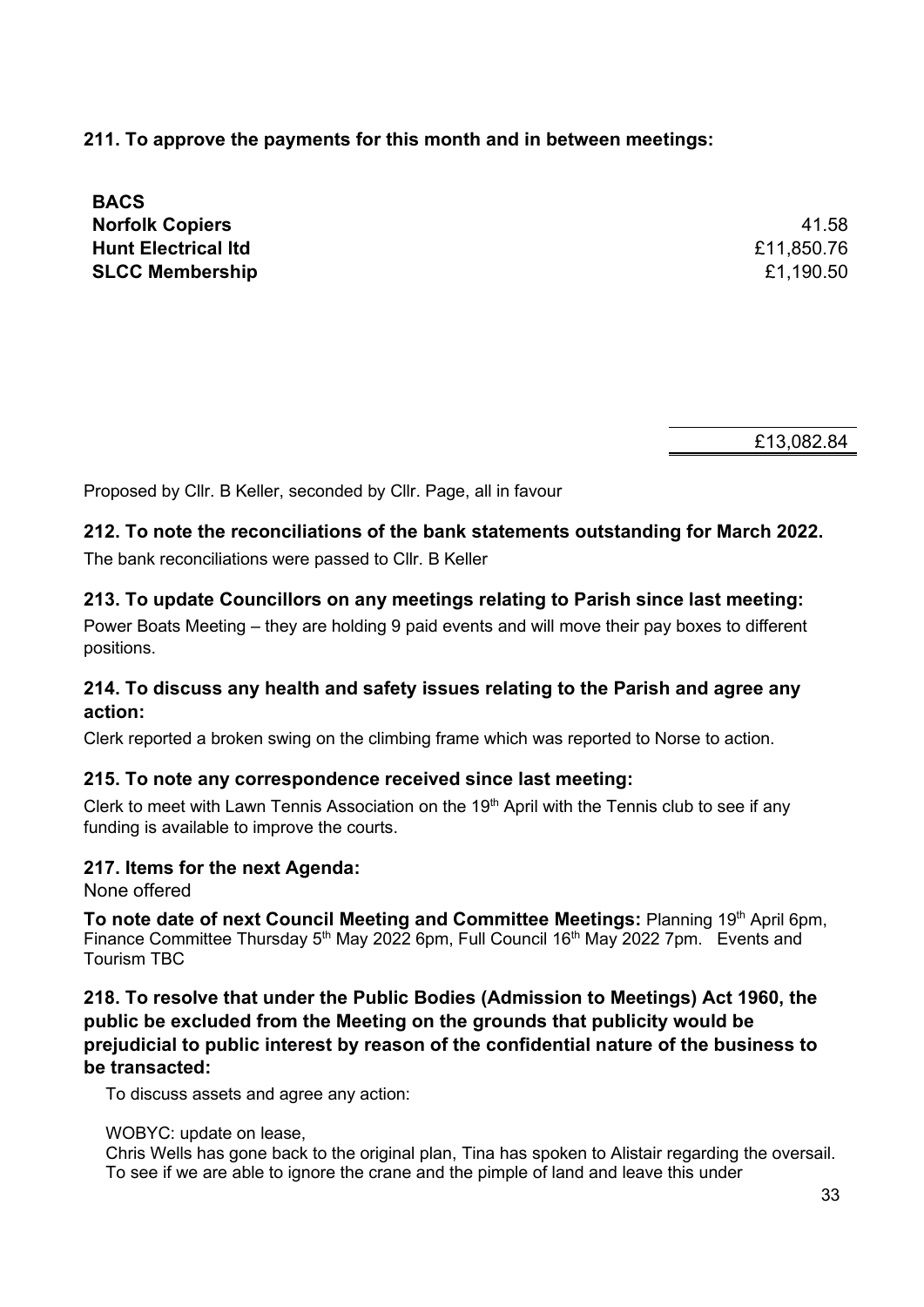**211. To approve the payments for this month and in between meetings:**

| **BACS** | |
|---|---|
| **Norfolk Copiers** | 41.58 |
| **Hunt Electrical ltd** | £11,850.76 |
| **SLCC Membership** | £1,190.50 |
| | £13,082.84 |

Proposed by Cllr. B Keller, seconded by Cllr. Page, all in favour

**212. To note the reconciliations of the bank statements outstanding for March 2022.**

The bank reconciliations were passed to Cllr. B Keller

**213. To update Councillors on any meetings relating to Parish since last meeting:**

Power Boats Meeting – they are holding 9 paid events and will move their pay boxes to different positions.

**214. To discuss any health and safety issues relating to the Parish and agree any action:**

Clerk reported a broken swing on the climbing frame which was reported to Norse to action.

**215. To note any correspondence received since last meeting:**

Clerk to meet with Lawn Tennis Association on the 19th April with the Tennis club to see if any funding is available to improve the courts.

**217. Items for the next Agenda:**

None offered

**To note date of next Council Meeting and Committee Meetings:** Planning 19th April 6pm, Finance Committee Thursday 5th May 2022 6pm, Full Council 16th May 2022 7pm. Events and Tourism TBC

**218. To resolve that under the Public Bodies (Admission to Meetings) Act 1960, the public be excluded from the Meeting on the grounds that publicity would be prejudicial to public interest by reason of the confidential nature of the business to be transacted:**

To discuss assets and agree any action:

WOBYC: update on lease,
Chris Wells has gone back to the original plan, Tina has spoken to Alistair regarding the oversail. To see if we are able to ignore the crane and the pimple of land and leave this under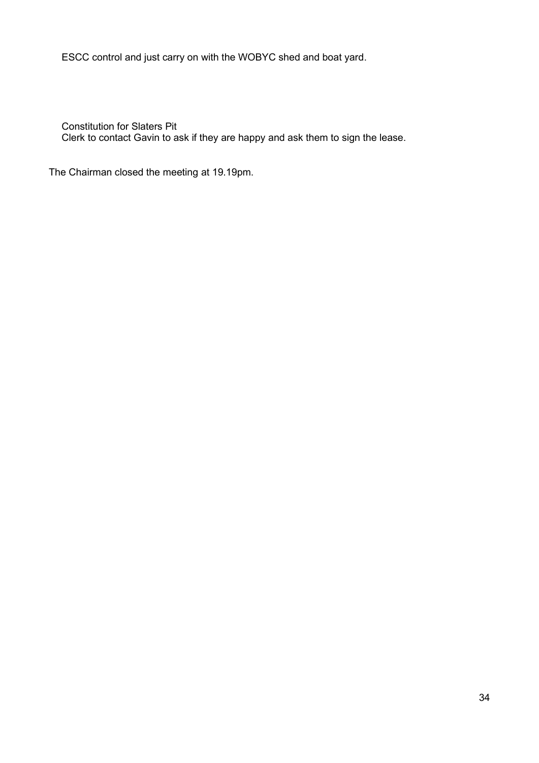ESCC control and just carry on with the WOBYC shed and boat yard.

Constitution for Slaters Pit
Clerk to contact Gavin to ask if they are happy and ask them to sign the lease.

The Chairman closed the meeting at 19.19pm.